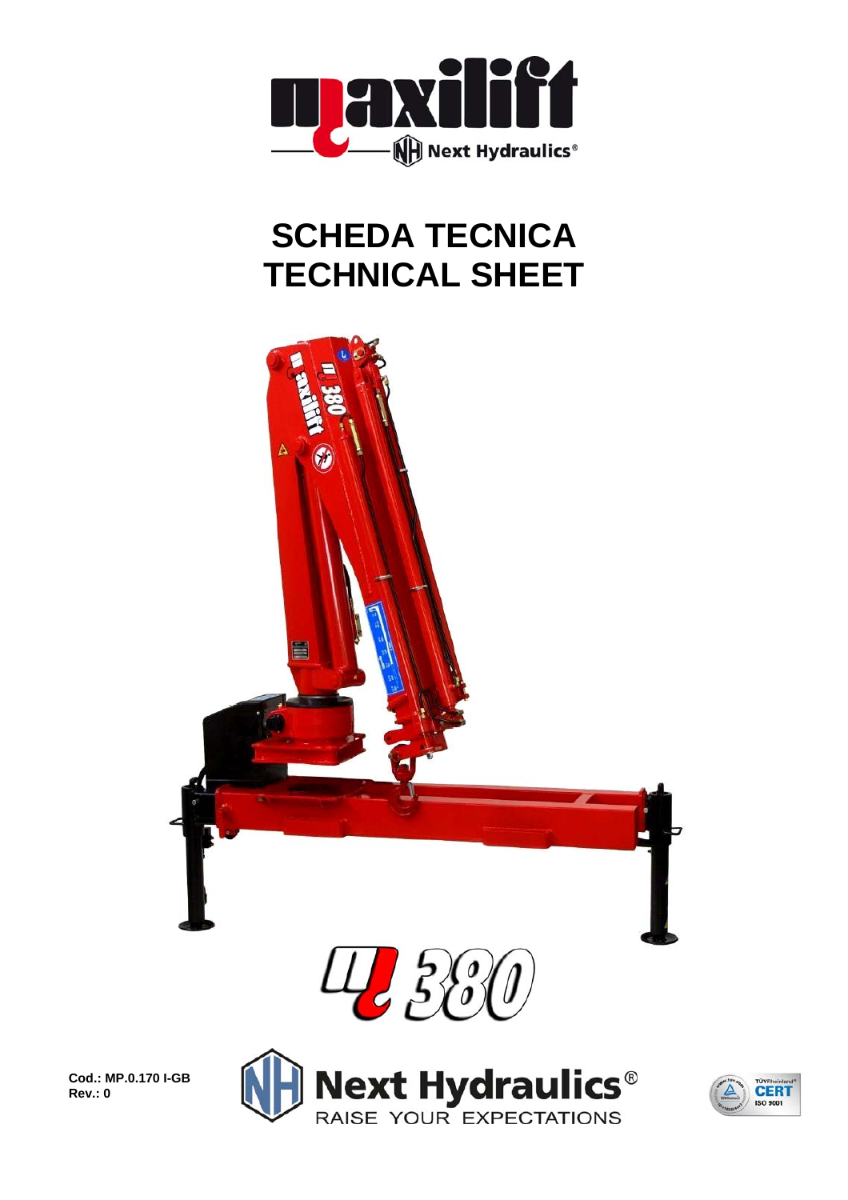# SCHEDA TECNICA
# TECHNICAL SHEET

Cod.: MP.0.170 I-GB
Rev.: 0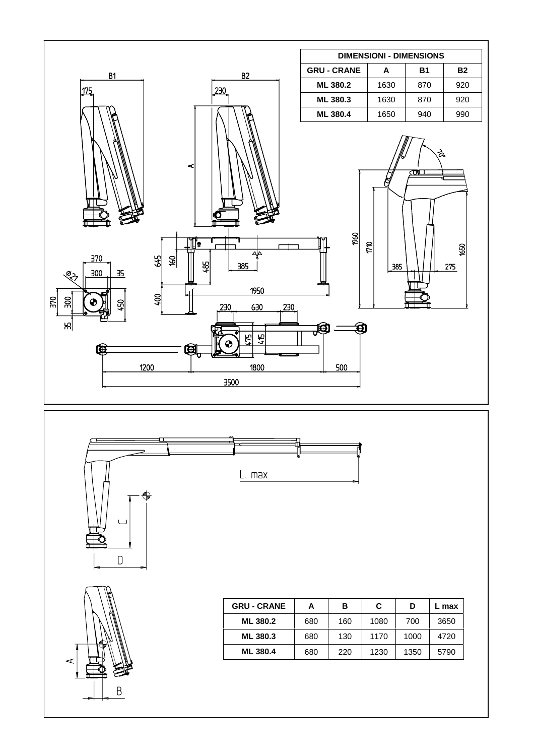| DIMENSIONI - DIMENSIONS | | | |
|---|---|---|---|
| GRU - CRANE | A | B1 | B2 |
| ML 380.2 | 1630 | 870 | 920 |
| ML 380.3 | 1630 | 870 | 920 |
| ML 380.4 | 1650 | 940 | 990 |

| GRU - CRANE | A | B | C | D | L max |
|---|---|---|---|---|---|
| ML 380.2 | 680 | 160 | 1080 | 700 | 3650 |
| ML 380.3 | 680 | 130 | 1170 | 1000 | 4720 |
| ML 380.4 | 680 | 220 | 1230 | 1350 | 5790 |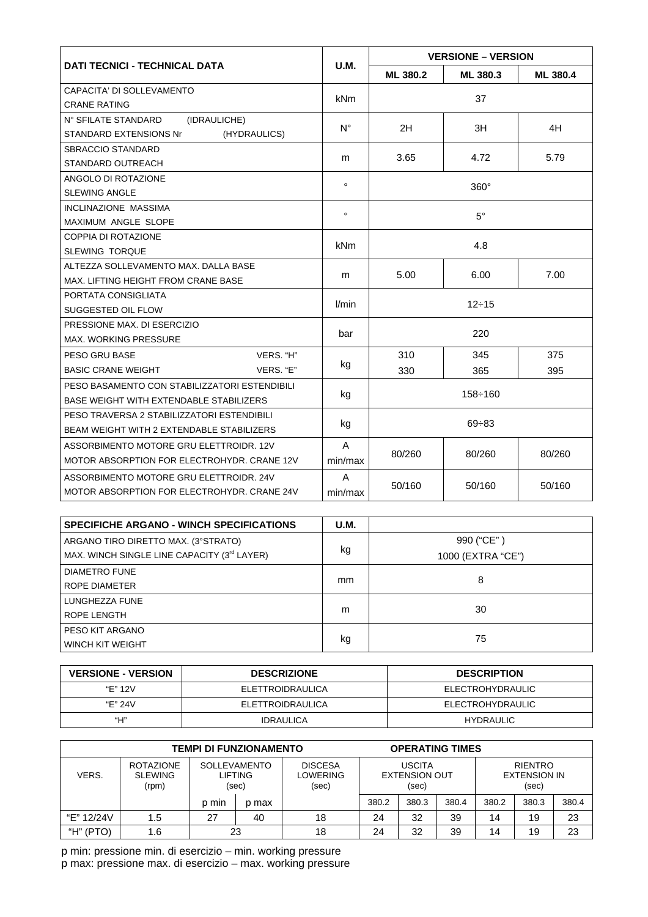| DATI TECNICI - TECHNICAL DATA | U.M. | VERSIONE – VERSION | | |
|---|---|---|---|---|
| | | ML 380.2 | ML 380.3 | ML 380.4 |
| CAPACITA' DI SOLLEVAMENTO<br>CRANE RATING | kNm | 37 | | |
| N° SFILATE STANDARD (IDRAULICHE)<br>STANDARD EXTENSIONS Nr (HYDRAULICS) | N° | 2H | 3H | 4H |
| SBRACCIO STANDARD<br>STANDARD OUTREACH | m | 3.65 | 4.72 | 5.79 |
| ANGOLO DI ROTAZIONE<br>SLEWING ANGLE | ° | 360° | | |
| INCLINAZIONE MASSIMA<br>MAXIMUM ANGLE SLOPE | ° | 5° | | |
| COPPIA DI ROTAZIONE<br>SLEWING TORQUE | kNm | 4.8 | | |
| ALTEZZA SOLLEVAMENTO MAX. DALLA BASE<br>MAX. LIFTING HEIGHT FROM CRANE BASE | m | 5.00 | 6.00 | 7.00 |
| PORTATA CONSIGLIATA<br>SUGGESTED OIL FLOW | l/min | 12÷15 | | |
| PRESSIONE MAX. DI ESERCIZIO<br>MAX. WORKING PRESSURE | bar | 220 | | |
| PESO GRU BASE VERS. "H"<br>BASIC CRANE WEIGHT VERS. "E" | kg | 310<br>330 | 345<br>365 | 375<br>395 |
| PESO BASAMENTO CON STABILIZZATORI ESTENDIBILI<br>BASE WEIGHT WITH EXTENDABLE STABILIZERS | kg | 158÷160 | | |
| PESO TRAVERSA 2 STABILIZZATORI ESTENDIBILI<br>BEAM WEIGHT WITH 2 EXTENDABLE STABILIZERS | kg | 69÷83 | | |
| ASSORBIMENTO MOTORE GRU ELETTROIDR. 12V<br>MOTOR ABSORPTION FOR ELECTROHYDR. CRANE 12V | A<br>min/max | 80/260 | 80/260 | 80/260 |
| ASSORBIMENTO MOTORE GRU ELETTROIDR. 24V<br>MOTOR ABSORPTION FOR ELECTROHYDR. CRANE 24V | A<br>min/max | 50/160 | 50/160 | 50/160 |

| SPECIFICHE ARGANO - WINCH SPECIFICATIONS | U.M. | |
|---|---|---|
| ARGANO TIRO DIRETTO MAX. (3°STRATO)<br>MAX. WINCH SINGLE LINE CAPACITY (3rd LAYER) | kg | 990 ("CE")<br>1000 (EXTRA "CE") |
| DIAMETRO FUNE<br>ROPE DIAMETER | mm | 8 |
| LUNGHEZZA FUNE<br>ROPE LENGTH | m | 30 |
| PESO KIT ARGANO<br>WINCH KIT WEIGHT | kg | 75 |

| VERSIONE - VERSION | DESCRIZIONE | DESCRIPTION |
|---|---|---|
| "E" 12V | ELETTROIDRAULICA | ELECTROHYDRAULIC |
| "E" 24V | ELETTROIDRAULICA | ELECTROHYDRAULIC |
| "H" | IDRAULICA | HYDRAULIC |

| TEMPI DI FUNZIONAMENTO / OPERATING TIMES | | | | | | | | | | | |
|---|---|---|---|---|---|---|---|---|---|---|---|
| VERS. | ROTAZIONE SLEWING (rpm) | SOLLEVAMENTO LIFTING (sec) | | DISCESA LOWERING (sec) | USCITA EXTENSION OUT (sec) | | | RIENTRO EXTENSION IN (sec) | | |
| | | p min | p max | | 380.2 | 380.3 | 380.4 | 380.2 | 380.3 | 380.4 |
| "E" 12/24V | 1.5 | 27 | 40 | 18 | 24 | 32 | 39 | 14 | 19 | 23 |
| "H" (PTO) | 1.6 | 23 | | 18 | 24 | 32 | 39 | 14 | 19 | 23 |

p min: pressione min. di esercizio – min. working pressure
p max: pressione max. di esercizio – max. working pressure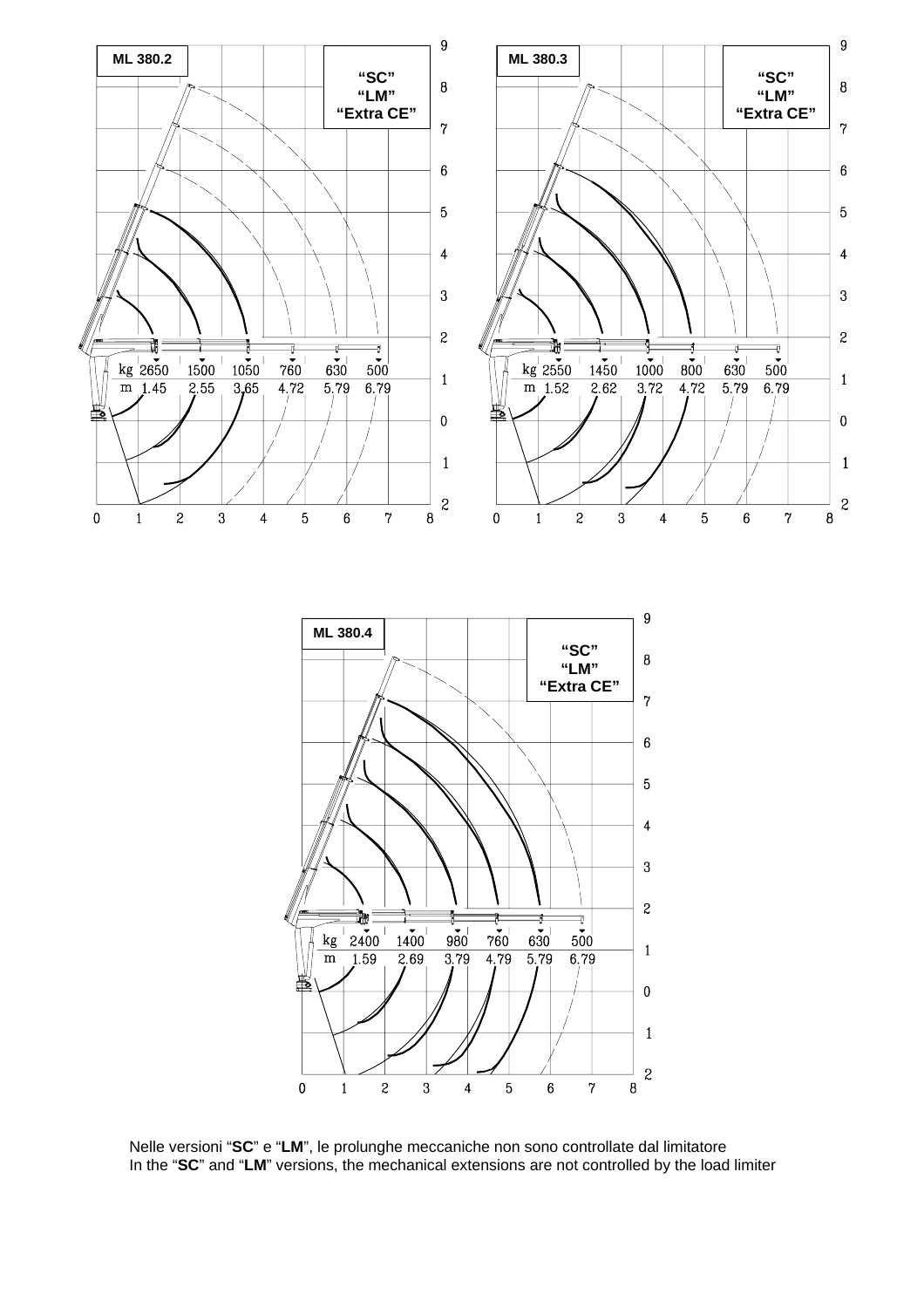**ML 380.2**

**"SC"**
**"LM"**
**"Extra CE"**

| kg | 2650 | 1500 | 1050 | 760 | 630 | 500 |
|---|---|---|---|---|---|---|
| m | 1.45 | 2.55 | 3.65 | 4.72 | 5.79 | 6.79 |

**ML 380.3**

**"SC"**
**"LM"**
**"Extra CE"**

| kg | 2550 | 1450 | 1000 | 800 | 630 | 500 |
|---|---|---|---|---|---|---|
| m | 1.52 | 2.62 | 3.72 | 4.72 | 5.79 | 6.79 |

**ML 380.4**

**"SC"**
**"LM"**
**"Extra CE"**

| kg | 2400 | 1400 | 980 | 760 | 630 | 500 |
|---|---|---|---|---|---|---|
| m | 1.59 | 2.69 | 3.79 | 4.79 | 5.79 | 6.79 |

Nelle versioni "**SC**" e "**LM**", le prolunghe meccaniche non sono controllate dal limitatore
In the "**SC**" and "**LM**" versions, the mechanical extensions are not controlled by the load limiter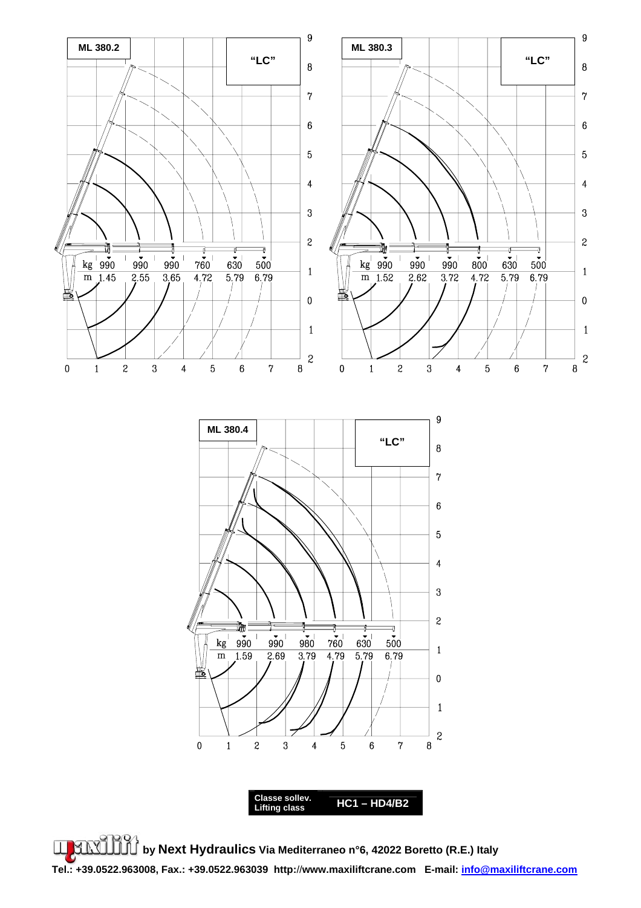ML 380.2

"LC"

kg 990 990 990 760 630 500

m 1.45 2.55 3.65 4.72 5.79 6.79

ML 380.3

"LC"

kg 990 990 990 800 630 500

m 1.52 2.62 3.72 4.72 5.79 6.79

ML 380.4

"LC"

kg 990 990 980 760 630 500

m 1.59 2.69 3.79 4.79 5.79 6.79

| Classe sollev. Lifting class | HC1 – HD4/B2 |
|---|---|

**maxilift by Next Hydraulics** Via Mediterraneo n°6, 42022 Boretto (R.E.) Italy

**Tel.: +39.0522.963008, Fax.: +39.0522.963039 http://www.maxiliftcrane.com E-mail: info@maxiliftcrane.com**